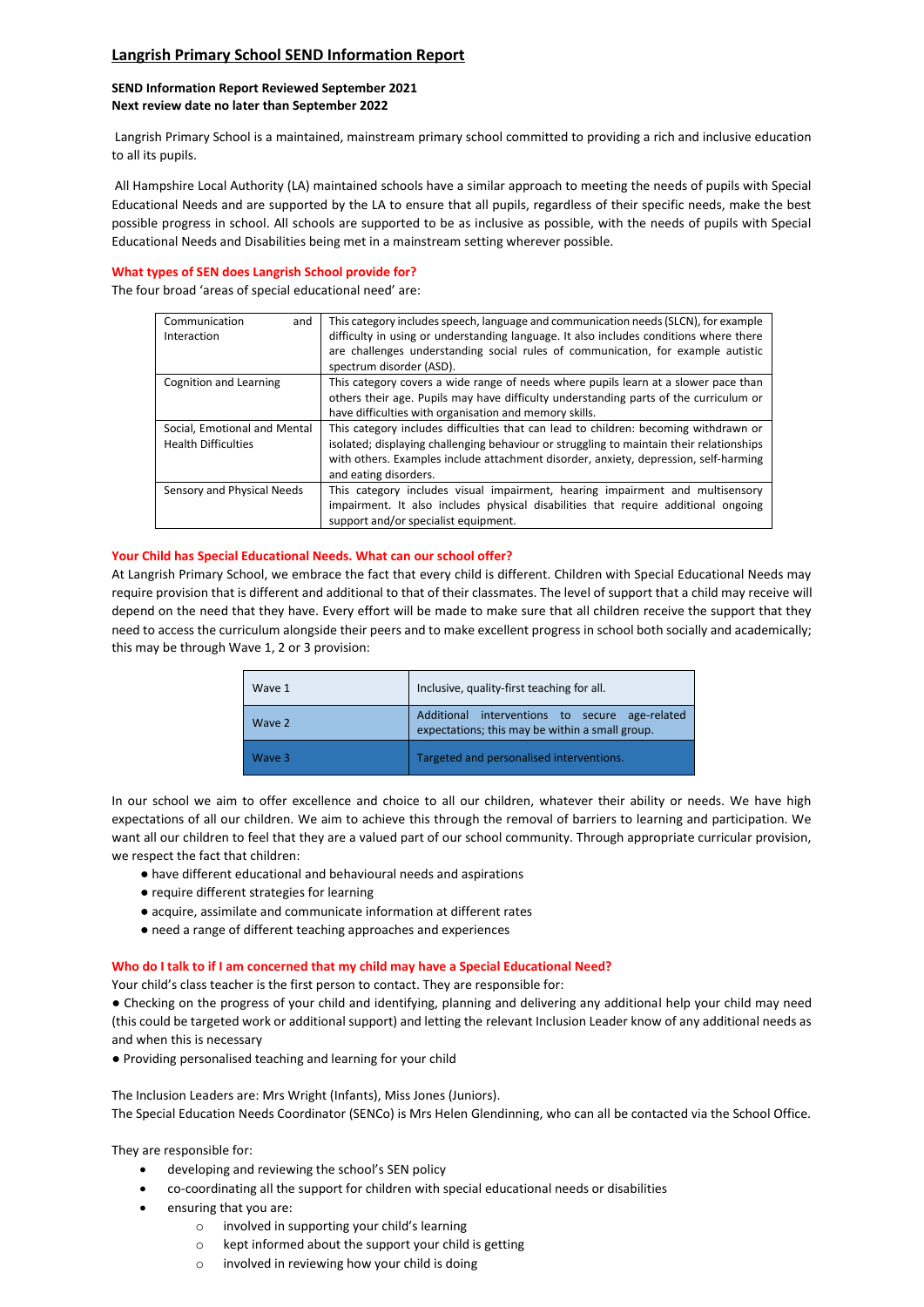# Langrish Primary School SEND Information Report

**SEND Information Report Reviewed September 2021**
**Next review date no later than September 2022**

Langrish Primary School is a maintained, mainstream primary school committed to providing a rich and inclusive education to all its pupils.

All Hampshire Local Authority (LA) maintained schools have a similar approach to meeting the needs of pupils with Special Educational Needs and are supported by the LA to ensure that all pupils, regardless of their specific needs, make the best possible progress in school. All schools are supported to be as inclusive as possible, with the needs of pupils with Special Educational Needs and Disabilities being met in a mainstream setting wherever possible.

## What types of SEN does Langrish School provide for?

The four broad 'areas of special educational need' are:

| | |
|---|---|
| Communication and Interaction | This category includes speech, language and communication needs (SLCN), for example difficulty in using or understanding language. It also includes conditions where there are challenges understanding social rules of communication, for example autistic spectrum disorder (ASD). |
| Cognition and Learning | This category covers a wide range of needs where pupils learn at a slower pace than others their age. Pupils may have difficulty understanding parts of the curriculum or have difficulties with organisation and memory skills. |
| Social, Emotional and Mental Health Difficulties | This category includes difficulties that can lead to children: becoming withdrawn or isolated; displaying challenging behaviour or struggling to maintain their relationships with others. Examples include attachment disorder, anxiety, depression, self-harming and eating disorders. |
| Sensory and Physical Needs | This category includes visual impairment, hearing impairment and multisensory impairment. It also includes physical disabilities that require additional ongoing support and/or specialist equipment. |

## Your Child has Special Educational Needs. What can our school offer?

At Langrish Primary School, we embrace the fact that every child is different. Children with Special Educational Needs may require provision that is different and additional to that of their classmates. The level of support that a child may receive will depend on the need that they have. Every effort will be made to make sure that all children receive the support that they need to access the curriculum alongside their peers and to make excellent progress in school both socially and academically; this may be through Wave 1, 2 or 3 provision:

| | |
|---|---|
| Wave 1 | Inclusive, quality-first teaching for all. |
| Wave 2 | Additional interventions to secure age-related expectations; this may be within a small group. |
| Wave 3 | Targeted and personalised interventions. |

In our school we aim to offer excellence and choice to all our children, whatever their ability or needs. We have high expectations of all our children. We aim to achieve this through the removal of barriers to learning and participation. We want all our children to feel that they are a valued part of our school community. Through appropriate curricular provision, we respect the fact that children:

- have different educational and behavioural needs and aspirations
- require different strategies for learning
- acquire, assimilate and communicate information at different rates
- need a range of different teaching approaches and experiences

## Who do I talk to if I am concerned that my child may have a Special Educational Need?

Your child's class teacher is the first person to contact. They are responsible for:

- Checking on the progress of your child and identifying, planning and delivering any additional help your child may need (this could be targeted work or additional support) and letting the relevant Inclusion Leader know of any additional needs as and when this is necessary
- Providing personalised teaching and learning for your child

The Inclusion Leaders are: Mrs Wright (Infants), Miss Jones (Juniors).
The Special Education Needs Coordinator (SENCo) is Mrs Helen Glendinning, who can all be contacted via the School Office.

They are responsible for:

- developing and reviewing the school's SEN policy
- co-coordinating all the support for children with special educational needs or disabilities
- ensuring that you are:
    - involved in supporting your child's learning
    - kept informed about the support your child is getting
    - involved in reviewing how your child is doing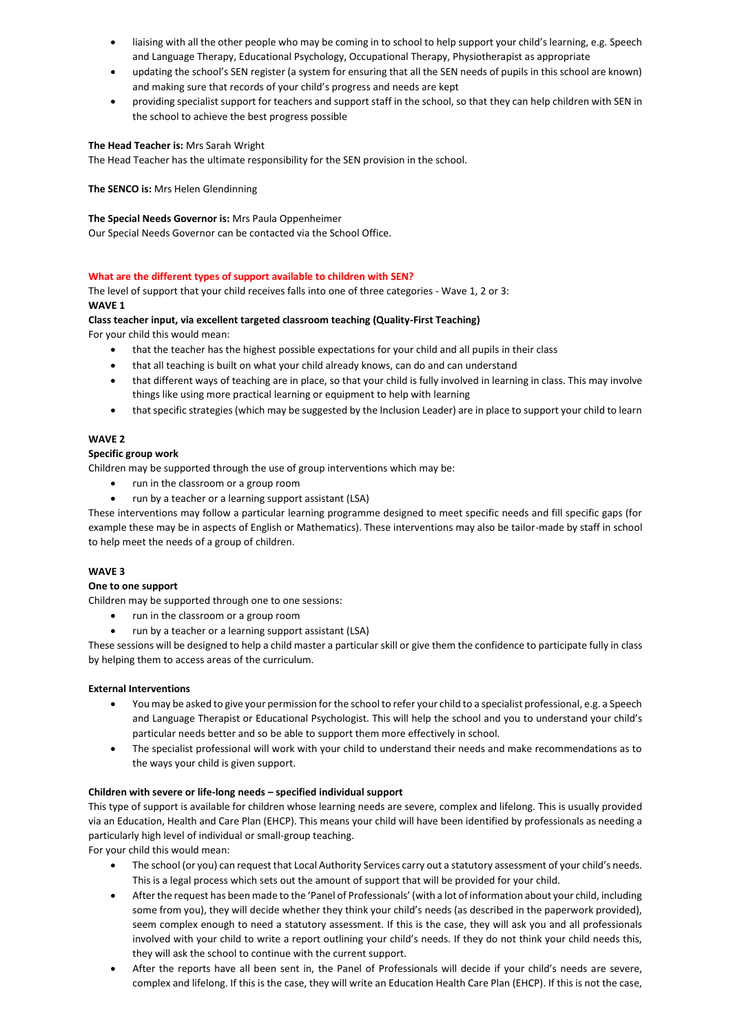- liaising with all the other people who may be coming in to school to help support your child's learning, e.g. Speech and Language Therapy, Educational Psychology, Occupational Therapy, Physiotherapist as appropriate
- updating the school's SEN register (a system for ensuring that all the SEN needs of pupils in this school are known) and making sure that records of your child's progress and needs are kept
- providing specialist support for teachers and support staff in the school, so that they can help children with SEN in the school to achieve the best progress possible

**The Head Teacher is:** Mrs Sarah Wright
The Head Teacher has the ultimate responsibility for the SEN provision in the school.

**The SENCO is:** Mrs Helen Glendinning

**The Special Needs Governor is:** Mrs Paula Oppenheimer
Our Special Needs Governor can be contacted via the School Office.

## What are the different types of support available to children with SEN?

The level of support that your child receives falls into one of three categories - Wave 1, 2 or 3:

**WAVE 1**

**Class teacher input, via excellent targeted classroom teaching (Quality-First Teaching)**

For your child this would mean:

- that the teacher has the highest possible expectations for your child and all pupils in their class
- that all teaching is built on what your child already knows, can do and can understand
- that different ways of teaching are in place, so that your child is fully involved in learning in class. This may involve things like using more practical learning or equipment to help with learning
- that specific strategies (which may be suggested by the Inclusion Leader) are in place to support your child to learn

**WAVE 2**

**Specific group work**

Children may be supported through the use of group interventions which may be:

- run in the classroom or a group room
- run by a teacher or a learning support assistant (LSA)

These interventions may follow a particular learning programme designed to meet specific needs and fill specific gaps (for example these may be in aspects of English or Mathematics). These interventions may also be tailor-made by staff in school to help meet the needs of a group of children.

**WAVE 3**

**One to one support**

Children may be supported through one to one sessions:

- run in the classroom or a group room
- run by a teacher or a learning support assistant (LSA)

These sessions will be designed to help a child master a particular skill or give them the confidence to participate fully in class by helping them to access areas of the curriculum.

**External Interventions**

- You may be asked to give your permission for the school to refer your child to a specialist professional, e.g. a Speech and Language Therapist or Educational Psychologist. This will help the school and you to understand your child's particular needs better and so be able to support them more effectively in school.
- The specialist professional will work with your child to understand their needs and make recommendations as to the ways your child is given support.

**Children with severe or life-long needs – specified individual support**

This type of support is available for children whose learning needs are severe, complex and lifelong. This is usually provided via an Education, Health and Care Plan (EHCP). This means your child will have been identified by professionals as needing a particularly high level of individual or small-group teaching.

For your child this would mean:

- The school (or you) can request that Local Authority Services carry out a statutory assessment of your child's needs. This is a legal process which sets out the amount of support that will be provided for your child.
- After the request has been made to the 'Panel of Professionals' (with a lot of information about your child, including some from you), they will decide whether they think your child's needs (as described in the paperwork provided), seem complex enough to need a statutory assessment. If this is the case, they will ask you and all professionals involved with your child to write a report outlining your child's needs. If they do not think your child needs this, they will ask the school to continue with the current support.
- After the reports have all been sent in, the Panel of Professionals will decide if your child's needs are severe, complex and lifelong. If this is the case, they will write an Education Health Care Plan (EHCP). If this is not the case,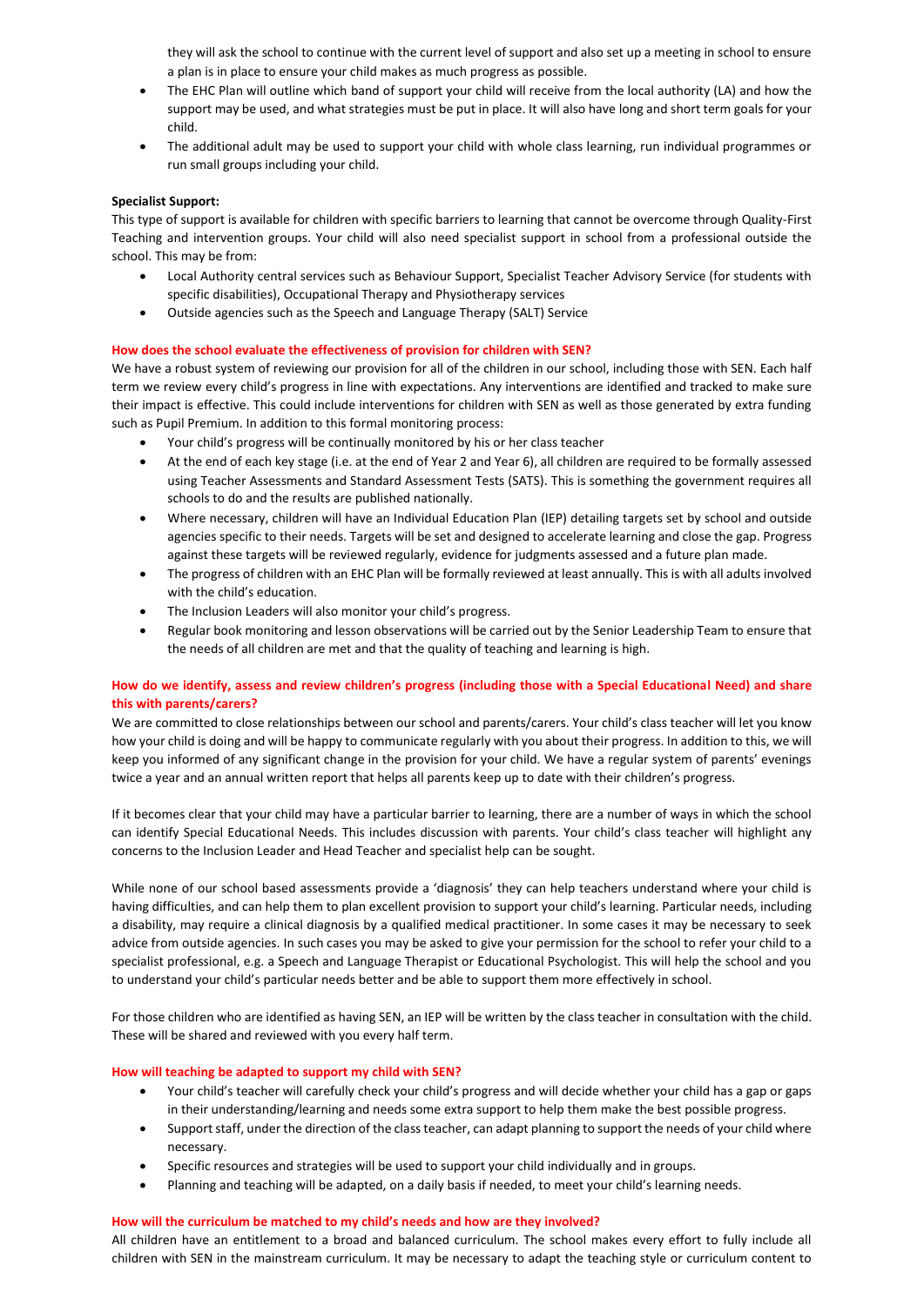they will ask the school to continue with the current level of support and also set up a meeting in school to ensure a plan is in place to ensure your child makes as much progress as possible.

- The EHC Plan will outline which band of support your child will receive from the local authority (LA) and how the support may be used, and what strategies must be put in place. It will also have long and short term goals for your child.
- The additional adult may be used to support your child with whole class learning, run individual programmes or run small groups including your child.

**Specialist Support:**

This type of support is available for children with specific barriers to learning that cannot be overcome through Quality-First Teaching and intervention groups. Your child will also need specialist support in school from a professional outside the school. This may be from:

- Local Authority central services such as Behaviour Support, Specialist Teacher Advisory Service (for students with specific disabilities), Occupational Therapy and Physiotherapy services
- Outside agencies such as the Speech and Language Therapy (SALT) Service

**How does the school evaluate the effectiveness of provision for children with SEN?**

We have a robust system of reviewing our provision for all of the children in our school, including those with SEN. Each half term we review every child's progress in line with expectations. Any interventions are identified and tracked to make sure their impact is effective. This could include interventions for children with SEN as well as those generated by extra funding such as Pupil Premium. In addition to this formal monitoring process:

- Your child's progress will be continually monitored by his or her class teacher
- At the end of each key stage (i.e. at the end of Year 2 and Year 6), all children are required to be formally assessed using Teacher Assessments and Standard Assessment Tests (SATS). This is something the government requires all schools to do and the results are published nationally.
- Where necessary, children will have an Individual Education Plan (IEP) detailing targets set by school and outside agencies specific to their needs. Targets will be set and designed to accelerate learning and close the gap. Progress against these targets will be reviewed regularly, evidence for judgments assessed and a future plan made.
- The progress of children with an EHC Plan will be formally reviewed at least annually. This is with all adults involved with the child's education.
- The Inclusion Leaders will also monitor your child's progress.
- Regular book monitoring and lesson observations will be carried out by the Senior Leadership Team to ensure that the needs of all children are met and that the quality of teaching and learning is high.

**How do we identify, assess and review children's progress (including those with a Special Educational Need) and share this with parents/carers?**

We are committed to close relationships between our school and parents/carers. Your child's class teacher will let you know how your child is doing and will be happy to communicate regularly with you about their progress. In addition to this, we will keep you informed of any significant change in the provision for your child. We have a regular system of parents' evenings twice a year and an annual written report that helps all parents keep up to date with their children's progress.

If it becomes clear that your child may have a particular barrier to learning, there are a number of ways in which the school can identify Special Educational Needs. This includes discussion with parents. Your child's class teacher will highlight any concerns to the Inclusion Leader and Head Teacher and specialist help can be sought.

While none of our school based assessments provide a 'diagnosis' they can help teachers understand where your child is having difficulties, and can help them to plan excellent provision to support your child's learning. Particular needs, including a disability, may require a clinical diagnosis by a qualified medical practitioner. In some cases it may be necessary to seek advice from outside agencies. In such cases you may be asked to give your permission for the school to refer your child to a specialist professional, e.g. a Speech and Language Therapist or Educational Psychologist. This will help the school and you to understand your child's particular needs better and be able to support them more effectively in school.

For those children who are identified as having SEN, an IEP will be written by the class teacher in consultation with the child. These will be shared and reviewed with you every half term.

**How will teaching be adapted to support my child with SEN?**

- Your child's teacher will carefully check your child's progress and will decide whether your child has a gap or gaps in their understanding/learning and needs some extra support to help them make the best possible progress.
- Support staff, under the direction of the class teacher, can adapt planning to support the needs of your child where necessary.
- Specific resources and strategies will be used to support your child individually and in groups.
- Planning and teaching will be adapted, on a daily basis if needed, to meet your child's learning needs.

**How will the curriculum be matched to my child's needs and how are they involved?**

All children have an entitlement to a broad and balanced curriculum. The school makes every effort to fully include all children with SEN in the mainstream curriculum. It may be necessary to adapt the teaching style or curriculum content to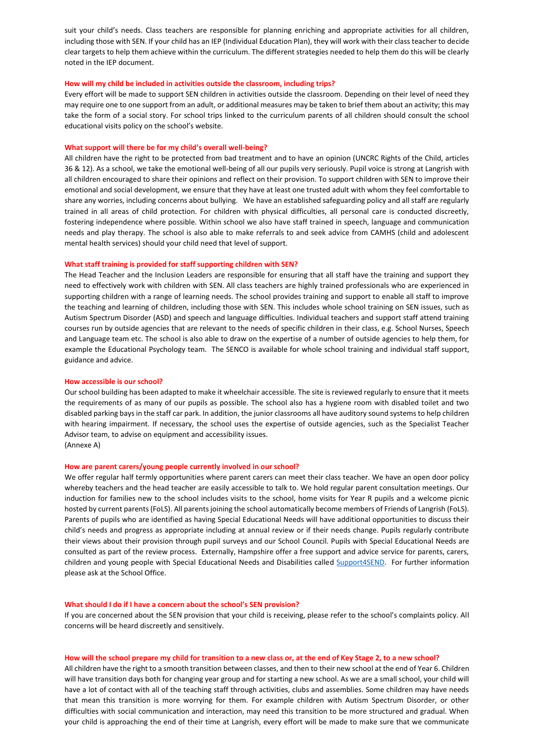suit your child's needs. Class teachers are responsible for planning enriching and appropriate activities for all children, including those with SEN. If your child has an IEP (Individual Education Plan), they will work with their class teacher to decide clear targets to help them achieve within the curriculum. The different strategies needed to help them do this will be clearly noted in the IEP document.

### How will my child be included in activities outside the classroom, including trips?

Every effort will be made to support SEN children in activities outside the classroom. Depending on their level of need they may require one to one support from an adult, or additional measures may be taken to brief them about an activity; this may take the form of a social story. For school trips linked to the curriculum parents of all children should consult the school educational visits policy on the school's website.

### What support will there be for my child's overall well-being?

All children have the right to be protected from bad treatment and to have an opinion (UNCRC Rights of the Child, articles 36 & 12). As a school, we take the emotional well-being of all our pupils very seriously. Pupil voice is strong at Langrish with all children encouraged to share their opinions and reflect on their provision. To support children with SEN to improve their emotional and social development, we ensure that they have at least one trusted adult with whom they feel comfortable to share any worries, including concerns about bullying. We have an established safeguarding policy and all staff are regularly trained in all areas of child protection. For children with physical difficulties, all personal care is conducted discreetly, fostering independence where possible. Within school we also have staff trained in speech, language and communication needs and play therapy. The school is also able to make referrals to and seek advice from CAMHS (child and adolescent mental health services) should your child need that level of support.

### What staff training is provided for staff supporting children with SEN?

The Head Teacher and the Inclusion Leaders are responsible for ensuring that all staff have the training and support they need to effectively work with children with SEN. All class teachers are highly trained professionals who are experienced in supporting children with a range of learning needs. The school provides training and support to enable all staff to improve the teaching and learning of children, including those with SEN. This includes whole school training on SEN issues, such as Autism Spectrum Disorder (ASD) and speech and language difficulties. Individual teachers and support staff attend training courses run by outside agencies that are relevant to the needs of specific children in their class, e.g. School Nurses, Speech and Language team etc. The school is also able to draw on the expertise of a number of outside agencies to help them, for example the Educational Psychology team. The SENCO is available for whole school training and individual staff support, guidance and advice.

### How accessible is our school?

Our school building has been adapted to make it wheelchair accessible. The site is reviewed regularly to ensure that it meets the requirements of as many of our pupils as possible. The school also has a hygiene room with disabled toilet and two disabled parking bays in the staff car park. In addition, the junior classrooms all have auditory sound systems to help children with hearing impairment. If necessary, the school uses the expertise of outside agencies, such as the Specialist Teacher Advisor team, to advise on equipment and accessibility issues.
(Annexe A)

### How are parent carers/young people currently involved in our school?

We offer regular half termly opportunities where parent carers can meet their class teacher. We have an open door policy whereby teachers and the head teacher are easily accessible to talk to. We hold regular parent consultation meetings. Our induction for families new to the school includes visits to the school, home visits for Year R pupils and a welcome picnic hosted by current parents (FoLS). All parents joining the school automatically become members of Friends of Langrish (FoLS). Parents of pupils who are identified as having Special Educational Needs will have additional opportunities to discuss their child's needs and progress as appropriate including at annual review or if their needs change. Pupils regularly contribute their views about their provision through pupil surveys and our School Council. Pupils with Special Educational Needs are consulted as part of the review process. Externally, Hampshire offer a free support and advice service for parents, carers, children and young people with Special Educational Needs and Disabilities called Support4SEND. For further information please ask at the School Office.

### What should I do if I have a concern about the school's SEN provision?

If you are concerned about the SEN provision that your child is receiving, please refer to the school's complaints policy. All concerns will be heard discreetly and sensitively.

### How will the school prepare my child for transition to a new class or, at the end of Key Stage 2, to a new school?

All children have the right to a smooth transition between classes, and then to their new school at the end of Year 6. Children will have transition days both for changing year group and for starting a new school. As we are a small school, your child will have a lot of contact with all of the teaching staff through activities, clubs and assemblies. Some children may have needs that mean this transition is more worrying for them. For example children with Autism Spectrum Disorder, or other difficulties with social communication and interaction, may need this transition to be more structured and gradual. When your child is approaching the end of their time at Langrish, every effort will be made to make sure that we communicate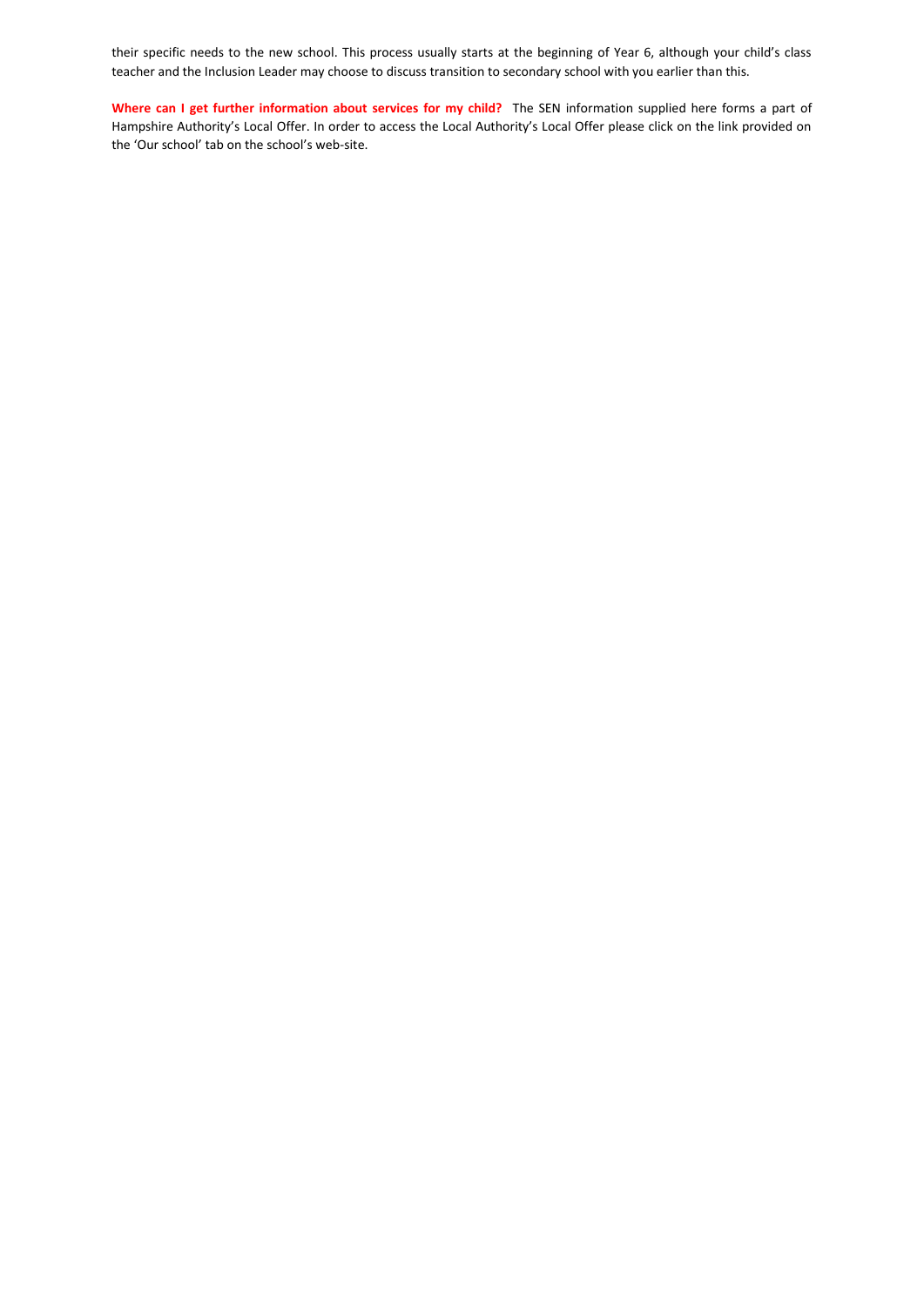their specific needs to the new school. This process usually starts at the beginning of Year 6, although your child's class teacher and the Inclusion Leader may choose to discuss transition to secondary school with you earlier than this.

**Where can I get further information about services for my child?** The SEN information supplied here forms a part of Hampshire Authority's Local Offer. In order to access the Local Authority's Local Offer please click on the link provided on the 'Our school' tab on the school's web-site.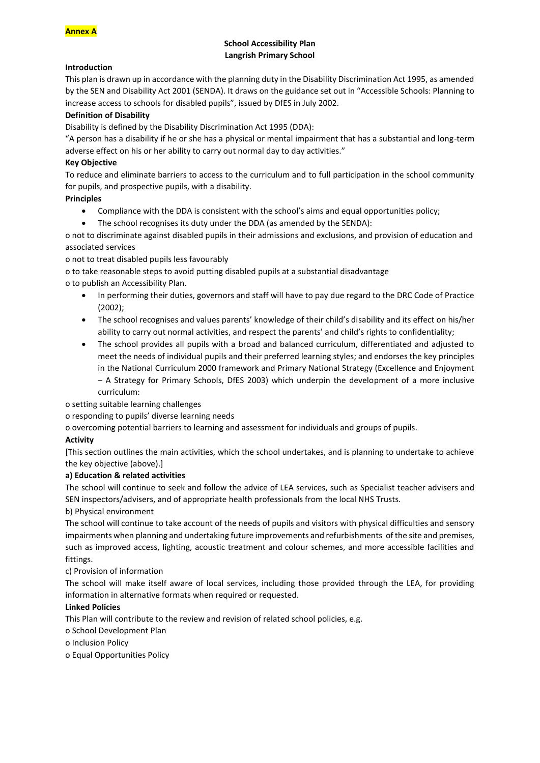**Annex A**

**School Accessibility Plan**
**Langrish Primary School**

**Introduction**

This plan is drawn up in accordance with the planning duty in the Disability Discrimination Act 1995, as amended by the SEN and Disability Act 2001 (SENDA). It draws on the guidance set out in "Accessible Schools: Planning to increase access to schools for disabled pupils", issued by DfES in July 2002.

**Definition of Disability**

Disability is defined by the Disability Discrimination Act 1995 (DDA):

"A person has a disability if he or she has a physical or mental impairment that has a substantial and long-term adverse effect on his or her ability to carry out normal day to day activities."

**Key Objective**

To reduce and eliminate barriers to access to the curriculum and to full participation in the school community for pupils, and prospective pupils, with a disability.

**Principles**

- Compliance with the DDA is consistent with the school's aims and equal opportunities policy;
- The school recognises its duty under the DDA (as amended by the SENDA):

o not to discriminate against disabled pupils in their admissions and exclusions, and provision of education and associated services

o not to treat disabled pupils less favourably

o to take reasonable steps to avoid putting disabled pupils at a substantial disadvantage

o to publish an Accessibility Plan.

- In performing their duties, governors and staff will have to pay due regard to the DRC Code of Practice (2002);
- The school recognises and values parents' knowledge of their child's disability and its effect on his/her ability to carry out normal activities, and respect the parents' and child's rights to confidentiality;
- The school provides all pupils with a broad and balanced curriculum, differentiated and adjusted to meet the needs of individual pupils and their preferred learning styles; and endorses the key principles in the National Curriculum 2000 framework and Primary National Strategy (Excellence and Enjoyment – A Strategy for Primary Schools, DfES 2003) which underpin the development of a more inclusive curriculum:

o setting suitable learning challenges

o responding to pupils' diverse learning needs

o overcoming potential barriers to learning and assessment for individuals and groups of pupils.

**Activity**

[This section outlines the main activities, which the school undertakes, and is planning to undertake to achieve the key objective (above).]

**a) Education & related activities**

The school will continue to seek and follow the advice of LEA services, such as Specialist teacher advisers and SEN inspectors/advisers, and of appropriate health professionals from the local NHS Trusts.

b) Physical environment

The school will continue to take account of the needs of pupils and visitors with physical difficulties and sensory impairments when planning and undertaking future improvements and refurbishments of the site and premises, such as improved access, lighting, acoustic treatment and colour schemes, and more accessible facilities and fittings.

c) Provision of information

The school will make itself aware of local services, including those provided through the LEA, for providing information in alternative formats when required or requested.

**Linked Policies**

This Plan will contribute to the review and revision of related school policies, e.g.

o School Development Plan

o Inclusion Policy

o Equal Opportunities Policy